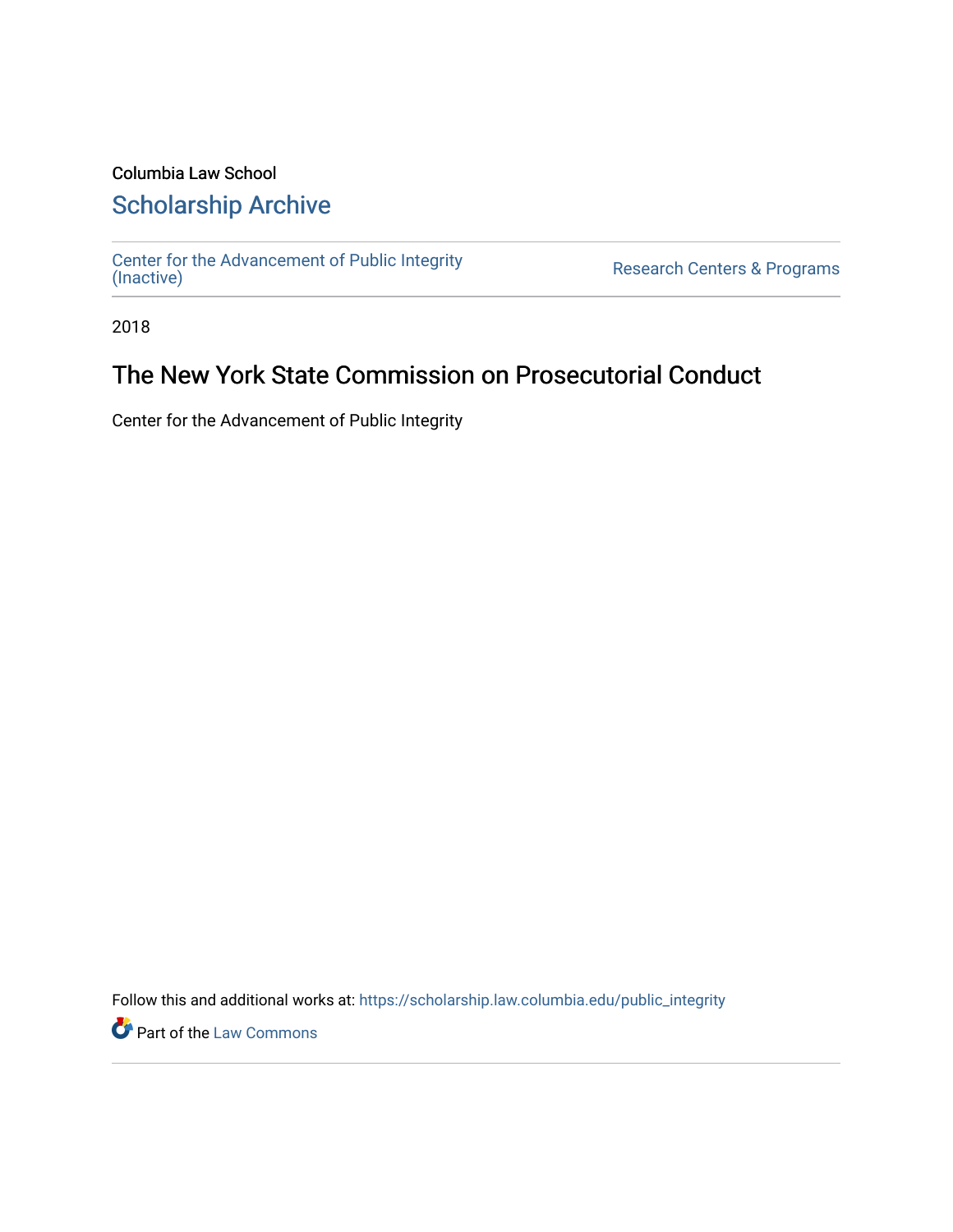Columbia Law School

## Scholarship Archive

Center for the Advancement of Public Integrity (Inactive)

Research Centers & Programs

2018

# The New York State Commission on Prosecutorial Conduct

Center for the Advancement of Public Integrity

Follow this and additional works at: https://scholarship.law.columbia.edu/public_integrity

Part of the Law Commons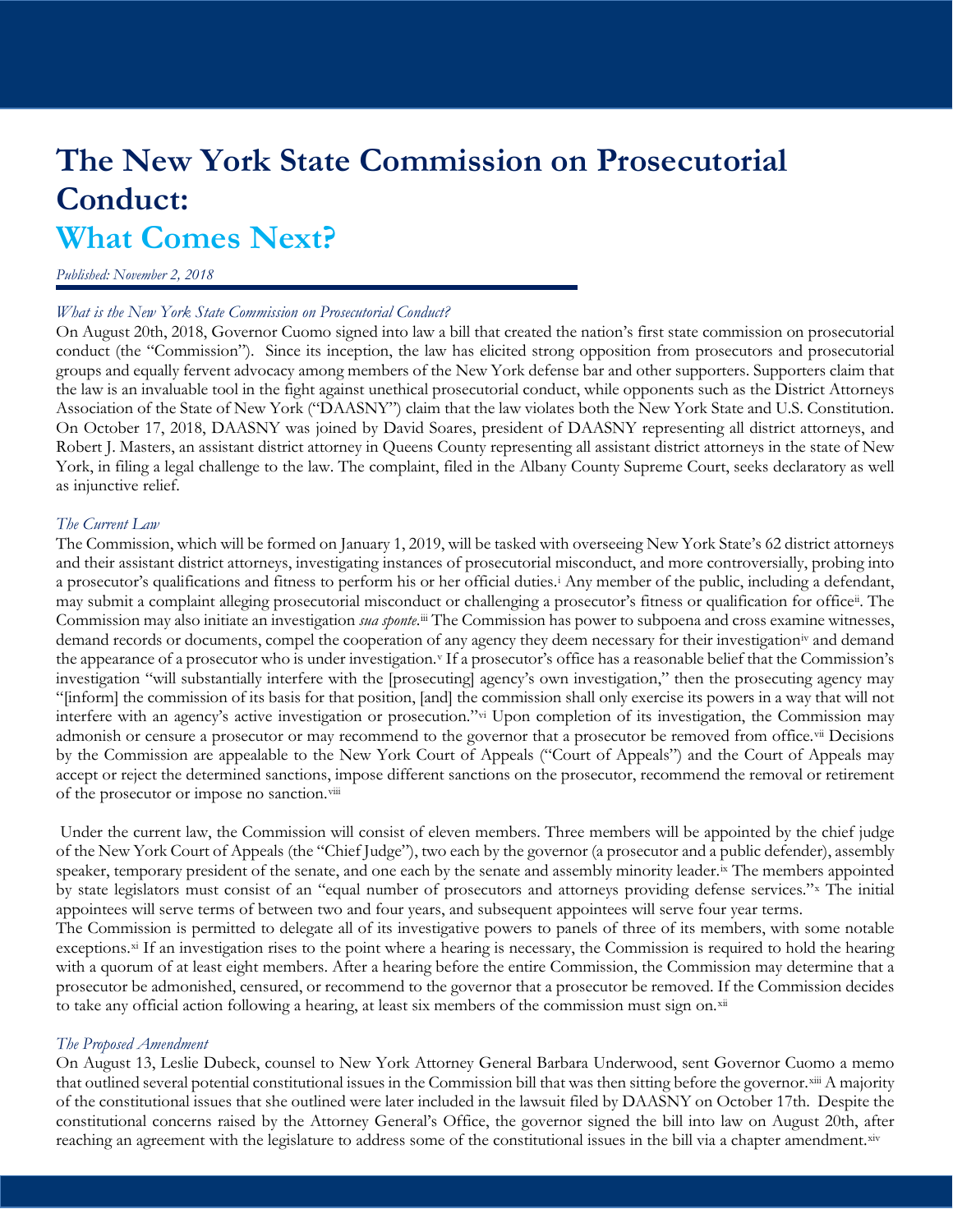# The New York State Commission on Prosecutorial Conduct:

## What Comes Next?

*Published: November 2, 2018*

*What is the New York State Commission on Prosecutorial Conduct?*

On August 20th, 2018, Governor Cuomo signed into law a bill that created the nation's first state commission on prosecutorial conduct (the "Commission"). Since its inception, the law has elicited strong opposition from prosecutors and prosecutorial groups and equally fervent advocacy among members of the New York defense bar and other supporters. Supporters claim that the law is an invaluable tool in the fight against unethical prosecutorial conduct, while opponents such as the District Attorneys Association of the State of New York ("DAASNY") claim that the law violates both the New York State and U.S. Constitution. On October 17, 2018, DAASNY was joined by David Soares, president of DAASNY representing all district attorneys, and Robert J. Masters, an assistant district attorney in Queens County representing all assistant district attorneys in the state of New York, in filing a legal challenge to the law. The complaint, filed in the Albany County Supreme Court, seeks declaratory as well as injunctive relief.

*The Current Law*

The Commission, which will be formed on January 1, 2019, will be tasked with overseeing New York State's 62 district attorneys and their assistant district attorneys, investigating instances of prosecutorial misconduct, and more controversially, probing into a prosecutor's qualifications and fitness to perform his or her official duties.[i] Any member of the public, including a defendant, may submit a complaint alleging prosecutorial misconduct or challenging a prosecutor's fitness or qualification for office[ii]. The Commission may also initiate an investigation *sua sponte*.[iii] The Commission has power to subpoena and cross examine witnesses, demand records or documents, compel the cooperation of any agency they deem necessary for their investigation[iv] and demand the appearance of a prosecutor who is under investigation.[v] If a prosecutor's office has a reasonable belief that the Commission's investigation "will substantially interfere with the [prosecuting] agency's own investigation," then the prosecuting agency may "[inform] the commission of its basis for that position, [and] the commission shall only exercise its powers in a way that will not interfere with an agency's active investigation or prosecution."[vi] Upon completion of its investigation, the Commission may admonish or censure a prosecutor or may recommend to the governor that a prosecutor be removed from office.[vii] Decisions by the Commission are appealable to the New York Court of Appeals ("Court of Appeals") and the Court of Appeals may accept or reject the determined sanctions, impose different sanctions on the prosecutor, recommend the removal or retirement of the prosecutor or impose no sanction.[viii]

Under the current law, the Commission will consist of eleven members. Three members will be appointed by the chief judge of the New York Court of Appeals (the "Chief Judge"), two each by the governor (a prosecutor and a public defender), assembly speaker, temporary president of the senate, and one each by the senate and assembly minority leader.[ix] The members appointed by state legislators must consist of an "equal number of prosecutors and attorneys providing defense services."[x] The initial appointees will serve terms of between two and four years, and subsequent appointees will serve four year terms.

The Commission is permitted to delegate all of its investigative powers to panels of three of its members, with some notable exceptions.[xi] If an investigation rises to the point where a hearing is necessary, the Commission is required to hold the hearing with a quorum of at least eight members. After a hearing before the entire Commission, the Commission may determine that a prosecutor be admonished, censured, or recommend to the governor that a prosecutor be removed. If the Commission decides to take any official action following a hearing, at least six members of the commission must sign on.[xii]

*The Proposed Amendment*

On August 13, Leslie Dubeck, counsel to New York Attorney General Barbara Underwood, sent Governor Cuomo a memo that outlined several potential constitutional issues in the Commission bill that was then sitting before the governor.[xiii] A majority of the constitutional issues that she outlined were later included in the lawsuit filed by DAASNY on October 17th. Despite the constitutional concerns raised by the Attorney General's Office, the governor signed the bill into law on August 20th, after reaching an agreement with the legislature to address some of the constitutional issues in the bill via a chapter amendment.[xiv]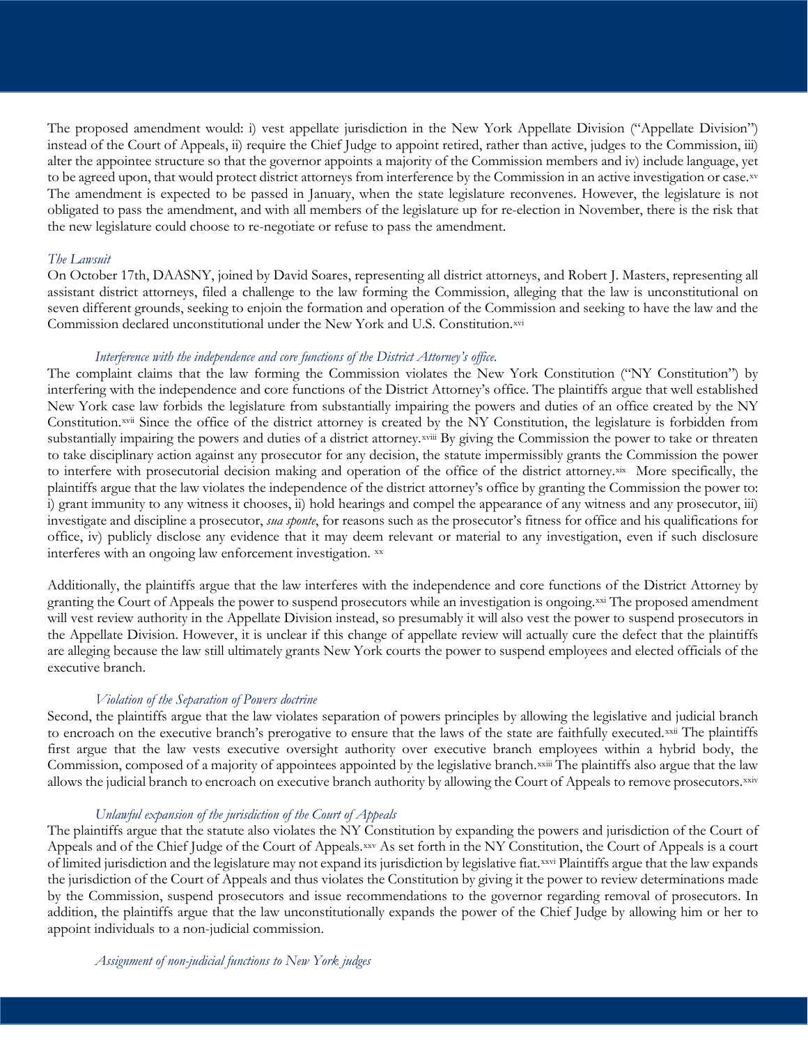The proposed amendment would: i) vest appellate jurisdiction in the New York Appellate Division ("Appellate Division") instead of the Court of Appeals, ii) require the Chief Judge to appoint retired, rather than active, judges to the Commission, iii) alter the appointee structure so that the governor appoints a majority of the Commission members and iv) include language, yet to be agreed upon, that would protect district attorneys from interference by the Commission in an active investigation or case.[xv] The amendment is expected to be passed in January, when the state legislature reconvenes. However, the legislature is not obligated to pass the amendment, and with all members of the legislature up for re-election in November, there is the risk that the new legislature could choose to re-negotiate or refuse to pass the amendment.

### *The Lawsuit*

On October 17th, DAASNY, joined by David Soares, representing all district attorneys, and Robert J. Masters, representing all assistant district attorneys, filed a challenge to the law forming the Commission, alleging that the law is unconstitutional on seven different grounds, seeking to enjoin the formation and operation of the Commission and seeking to have the law and the Commission declared unconstitutional under the New York and U.S. Constitution.[xvi]

#### *Interference with the independence and core functions of the District Attorney's office.*

The complaint claims that the law forming the Commission violates the New York Constitution ("NY Constitution") by interfering with the independence and core functions of the District Attorney's office. The plaintiffs argue that well established New York case law forbids the legislature from substantially impairing the powers and duties of an office created by the NY Constitution.[xvii] Since the office of the district attorney is created by the NY Constitution, the legislature is forbidden from substantially impairing the powers and duties of a district attorney.[xviii] By giving the Commission the power to take or threaten to take disciplinary action against any prosecutor for any decision, the statute impermissibly grants the Commission the power to interfere with prosecutorial decision making and operation of the office of the district attorney.[xix] More specifically, the plaintiffs argue that the law violates the independence of the district attorney's office by granting the Commission the power to: i) grant immunity to any witness it chooses, ii) hold hearings and compel the appearance of any witness and any prosecutor, iii) investigate and discipline a prosecutor, *sua sponte*, for reasons such as the prosecutor's fitness for office and his qualifications for office, iv) publicly disclose any evidence that it may deem relevant or material to any investigation, even if such disclosure interferes with an ongoing law enforcement investigation. [xx]

Additionally, the plaintiffs argue that the law interferes with the independence and core functions of the District Attorney by granting the Court of Appeals the power to suspend prosecutors while an investigation is ongoing.[xxi] The proposed amendment will vest review authority in the Appellate Division instead, so presumably it will also vest the power to suspend prosecutors in the Appellate Division. However, it is unclear if this change of appellate review will actually cure the defect that the plaintiffs are alleging because the law still ultimately grants New York courts the power to suspend employees and elected officials of the executive branch.

#### *Violation of the Separation of Powers doctrine*

Second, the plaintiffs argue that the law violates separation of powers principles by allowing the legislative and judicial branch to encroach on the executive branch's prerogative to ensure that the laws of the state are faithfully executed.[xxii] The plaintiffs first argue that the law vests executive oversight authority over executive branch employees within a hybrid body, the Commission, composed of a majority of appointees appointed by the legislative branch.[xxiii] The plaintiffs also argue that the law allows the judicial branch to encroach on executive branch authority by allowing the Court of Appeals to remove prosecutors.[xxiv]

#### *Unlawful expansion of the jurisdiction of the Court of Appeals*

The plaintiffs argue that the statute also violates the NY Constitution by expanding the powers and jurisdiction of the Court of Appeals and of the Chief Judge of the Court of Appeals.[xxv] As set forth in the NY Constitution, the Court of Appeals is a court of limited jurisdiction and the legislature may not expand its jurisdiction by legislative fiat.[xxvi] Plaintiffs argue that the law expands the jurisdiction of the Court of Appeals and thus violates the Constitution by giving it the power to review determinations made by the Commission, suspend prosecutors and issue recommendations to the governor regarding removal of prosecutors. In addition, the plaintiffs argue that the law unconstitutionally expands the power of the Chief Judge by allowing him or her to appoint individuals to a non-judicial commission.

#### *Assignment of non-judicial functions to New York judges*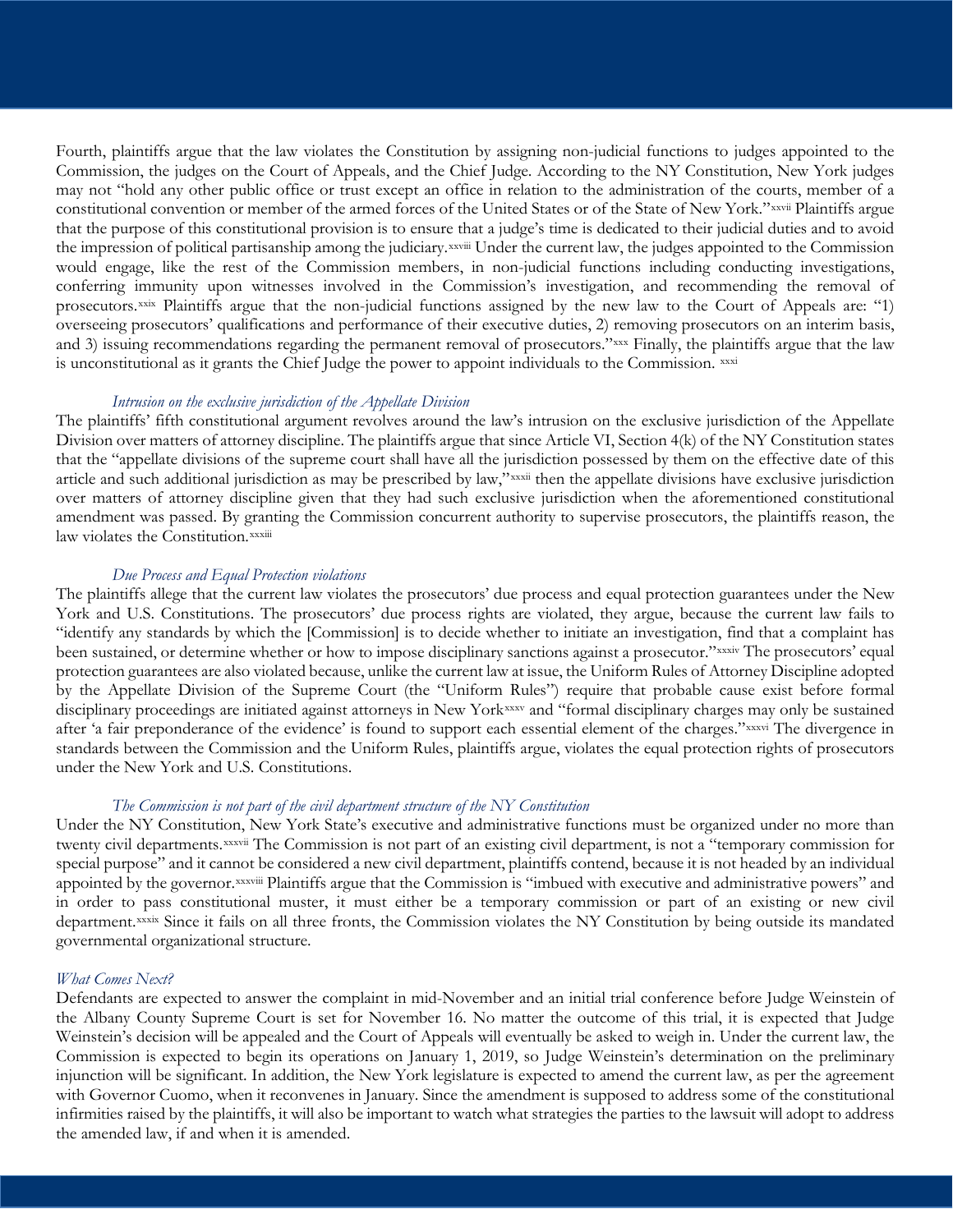Fourth, plaintiffs argue that the law violates the Constitution by assigning non-judicial functions to judges appointed to the Commission, the judges on the Court of Appeals, and the Chief Judge. According to the NY Constitution, New York judges may not "hold any other public office or trust except an office in relation to the administration of the courts, member of a constitutional convention or member of the armed forces of the United States or of the State of New York."[xxvii] Plaintiffs argue that the purpose of this constitutional provision is to ensure that a judge's time is dedicated to their judicial duties and to avoid the impression of political partisanship among the judiciary.[xxviii] Under the current law, the judges appointed to the Commission would engage, like the rest of the Commission members, in non-judicial functions including conducting investigations, conferring immunity upon witnesses involved in the Commission's investigation, and recommending the removal of prosecutors.[xxix] Plaintiffs argue that the non-judicial functions assigned by the new law to the Court of Appeals are: "1) overseeing prosecutors' qualifications and performance of their executive duties, 2) removing prosecutors on an interim basis, and 3) issuing recommendations regarding the permanent removal of prosecutors."[xxx] Finally, the plaintiffs argue that the law is unconstitutional as it grants the Chief Judge the power to appoint individuals to the Commission. [xxxi]

*Intrusion on the exclusive jurisdiction of the Appellate Division*

The plaintiffs' fifth constitutional argument revolves around the law's intrusion on the exclusive jurisdiction of the Appellate Division over matters of attorney discipline. The plaintiffs argue that since Article VI, Section 4(k) of the NY Constitution states that the "appellate divisions of the supreme court shall have all the jurisdiction possessed by them on the effective date of this article and such additional jurisdiction as may be prescribed by law,"[xxxii] then the appellate divisions have exclusive jurisdiction over matters of attorney discipline given that they had such exclusive jurisdiction when the aforementioned constitutional amendment was passed. By granting the Commission concurrent authority to supervise prosecutors, the plaintiffs reason, the law violates the Constitution.[xxxiii]

*Due Process and Equal Protection violations*

The plaintiffs allege that the current law violates the prosecutors' due process and equal protection guarantees under the New York and U.S. Constitutions. The prosecutors' due process rights are violated, they argue, because the current law fails to "identify any standards by which the [Commission] is to decide whether to initiate an investigation, find that a complaint has been sustained, or determine whether or how to impose disciplinary sanctions against a prosecutor."[xxxiv] The prosecutors' equal protection guarantees are also violated because, unlike the current law at issue, the Uniform Rules of Attorney Discipline adopted by the Appellate Division of the Supreme Court (the "Uniform Rules") require that probable cause exist before formal disciplinary proceedings are initiated against attorneys in New York[xxxv] and "formal disciplinary charges may only be sustained after 'a fair preponderance of the evidence' is found to support each essential element of the charges."[xxxvi] The divergence in standards between the Commission and the Uniform Rules, plaintiffs argue, violates the equal protection rights of prosecutors under the New York and U.S. Constitutions.

*The Commission is not part of the civil department structure of the NY Constitution*

Under the NY Constitution, New York State's executive and administrative functions must be organized under no more than twenty civil departments.[xxxvii] The Commission is not part of an existing civil department, is not a "temporary commission for special purpose" and it cannot be considered a new civil department, plaintiffs contend, because it is not headed by an individual appointed by the governor.[xxxviii] Plaintiffs argue that the Commission is "imbued with executive and administrative powers" and in order to pass constitutional muster, it must either be a temporary commission or part of an existing or new civil department.[xxxix] Since it fails on all three fronts, the Commission violates the NY Constitution by being outside its mandated governmental organizational structure.

*What Comes Next?*

Defendants are expected to answer the complaint in mid-November and an initial trial conference before Judge Weinstein of the Albany County Supreme Court is set for November 16. No matter the outcome of this trial, it is expected that Judge Weinstein's decision will be appealed and the Court of Appeals will eventually be asked to weigh in. Under the current law, the Commission is expected to begin its operations on January 1, 2019, so Judge Weinstein's determination on the preliminary injunction will be significant. In addition, the New York legislature is expected to amend the current law, as per the agreement with Governor Cuomo, when it reconvenes in January. Since the amendment is supposed to address some of the constitutional infirmities raised by the plaintiffs, it will also be important to watch what strategies the parties to the lawsuit will adopt to address the amended law, if and when it is amended.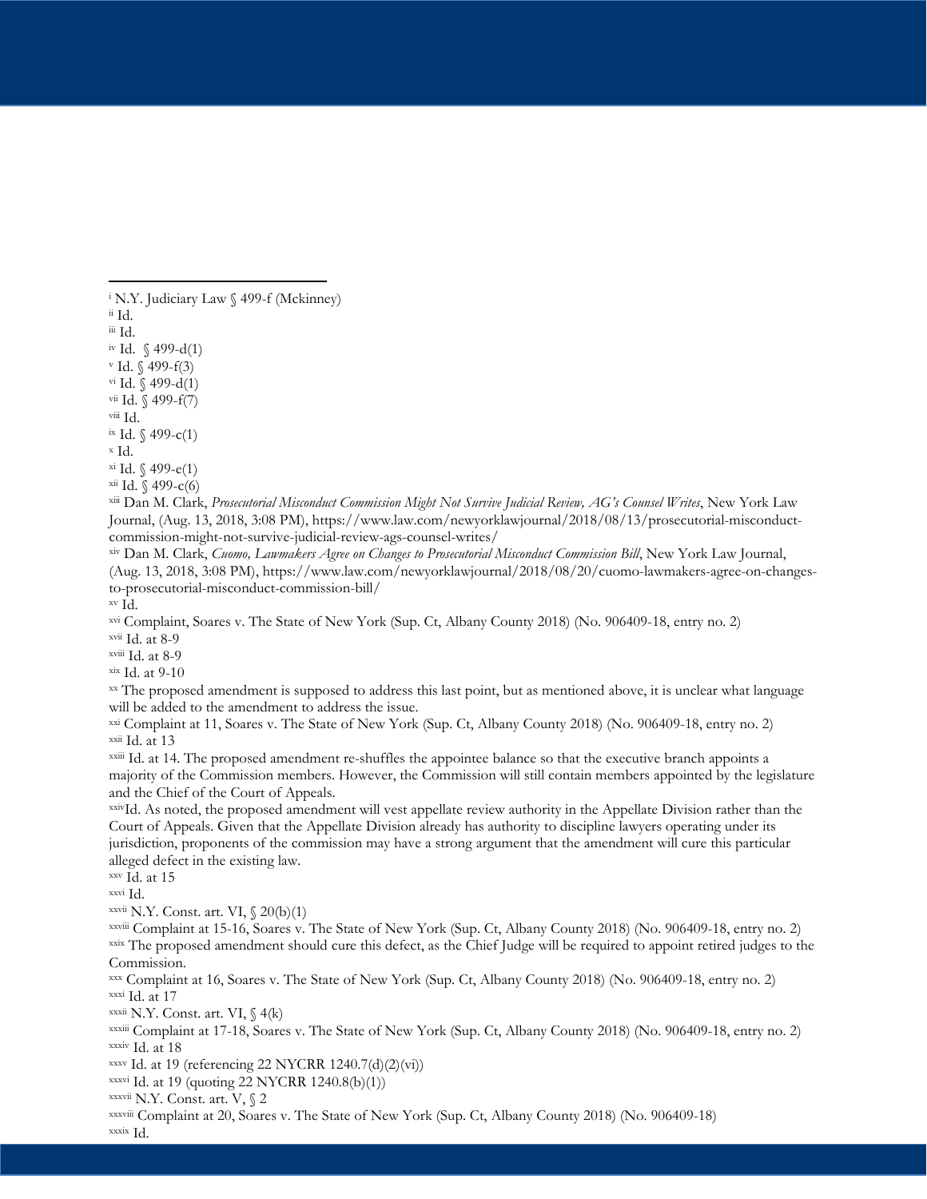[i] N.Y. Judiciary Law § 499-f (Mckinney)

[ii] Id.

[iii] Id.

[iv] Id. § 499-d(1)

[v] Id. § 499-f(3)

[vi] Id. § 499-d(1)

[vii] Id. § 499-f(7)

[viii] Id.

[ix] Id. § 499-c(1)

[x] Id.

[xi] Id. § 499-e(1)

[xii] Id. § 499-c(6)

[xiii] Dan M. Clark, *Prosecutorial Misconduct Commission Might Not Survive Judicial Review, AG's Counsel Writes*, New York Law Journal, (Aug. 13, 2018, 3:08 PM), https://www.law.com/newyorklawjournal/2018/08/13/prosecutorial-misconduct-commission-might-not-survive-judicial-review-ags-counsel-writes/

[xiv] Dan M. Clark, *Cuomo, Lawmakers Agree on Changes to Prosecutorial Misconduct Commission Bill*, New York Law Journal, (Aug. 13, 2018, 3:08 PM), https://www.law.com/newyorklawjournal/2018/08/20/cuomo-lawmakers-agree-on-changes-to-prosecutorial-misconduct-commission-bill/

[xv] Id.

[xvi] Complaint, Soares v. The State of New York (Sup. Ct, Albany County 2018) (No. 906409-18, entry no. 2)

[xvii] Id. at 8-9

[xviii] Id. at 8-9

[xix] Id. at 9-10

[xx] The proposed amendment is supposed to address this last point, but as mentioned above, it is unclear what language will be added to the amendment to address the issue.

[xxi] Complaint at 11, Soares v. The State of New York (Sup. Ct, Albany County 2018) (No. 906409-18, entry no. 2)

[xxii] Id. at 13

[xxiii] Id. at 14. The proposed amendment re-shuffles the appointee balance so that the executive branch appoints a majority of the Commission members. However, the Commission will still contain members appointed by the legislature and the Chief of the Court of Appeals.

[xxiv] Id. As noted, the proposed amendment will vest appellate review authority in the Appellate Division rather than the Court of Appeals. Given that the Appellate Division already has authority to discipline lawyers operating under its jurisdiction, proponents of the commission may have a strong argument that the amendment will cure this particular alleged defect in the existing law.

[xxv] Id. at 15

[xxvi] Id.

[xxvii] N.Y. Const. art. VI, § 20(b)(1)

[xxviii] Complaint at 15-16, Soares v. The State of New York (Sup. Ct, Albany County 2018) (No. 906409-18, entry no. 2)

[xxix] The proposed amendment should cure this defect, as the Chief Judge will be required to appoint retired judges to the Commission.

[xxx] Complaint at 16, Soares v. The State of New York (Sup. Ct, Albany County 2018) (No. 906409-18, entry no. 2)

[xxxi] Id. at 17

[xxxii] N.Y. Const. art. VI, § 4(k)

[xxxiii] Complaint at 17-18, Soares v. The State of New York (Sup. Ct, Albany County 2018) (No. 906409-18, entry no. 2)

[xxxiv] Id. at 18

[xxxv] Id. at 19 (referencing 22 NYCRR 1240.7(d)(2)(vi))

[xxxvi] Id. at 19 (quoting 22 NYCRR 1240.8(b)(1))

[xxxvii] N.Y. Const. art. V, § 2

[xxxviii] Complaint at 20, Soares v. The State of New York (Sup. Ct, Albany County 2018) (No. 906409-18)

[xxxix] Id.